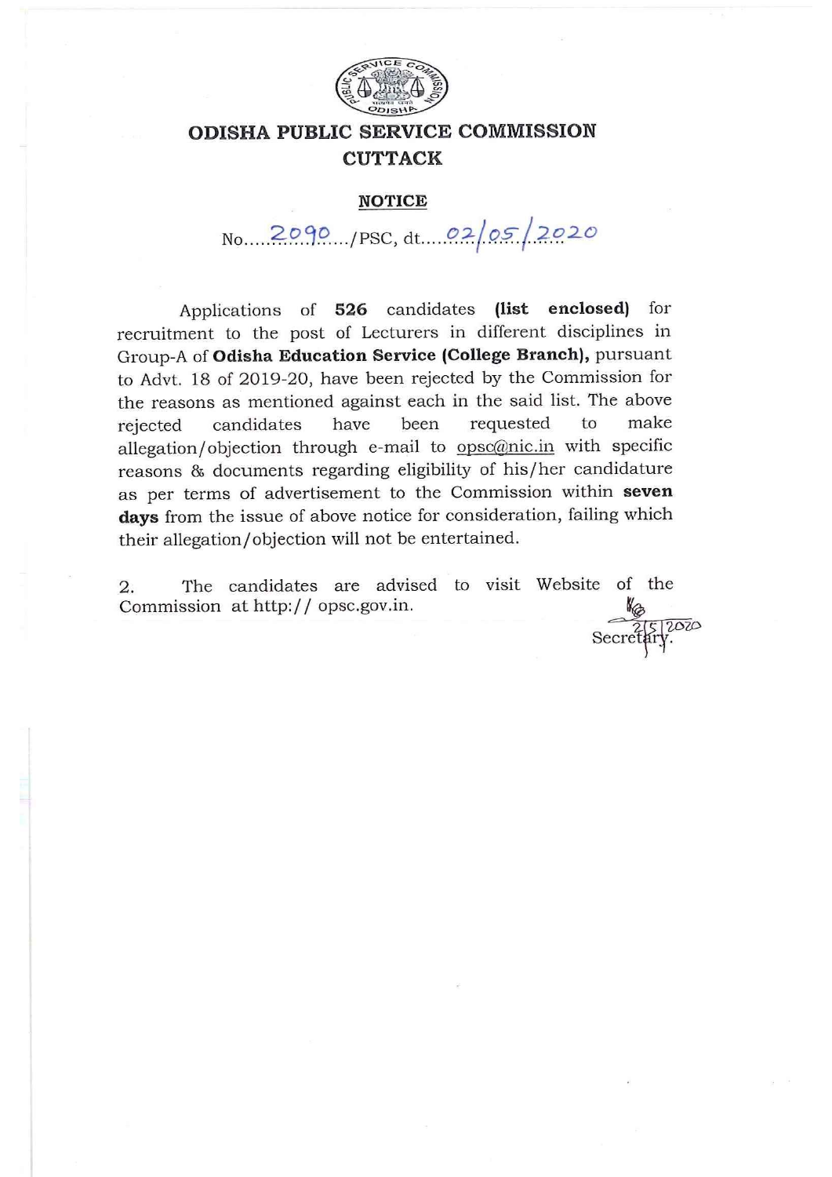# ODISHA PUBLIC SERVICE COMMISSION
## CUTTACK

**NOTICE**

No. 2090 /PSC, dt. 02/05/2020

Applications of **526** candidates **(list enclosed)** for recruitment to the post of Lecturers in different disciplines in Group-A of **Odisha Education Service (College Branch),** pursuant to Advt. 18 of 2019-20, have been rejected by the Commission for the reasons as mentioned against each in the said list. The above rejected candidates have been requested to make allegation/objection through e-mail to opsc@nic.in with specific reasons & documents regarding eligibility of his/her candidature as per terms of advertisement to the Commission within **seven days** from the issue of above notice for consideration, failing which their allegation/objection will not be entertained.

2. The candidates are advised to visit Website of the Commission at http:// opsc.gov.in.

2/5/2020
Secretary.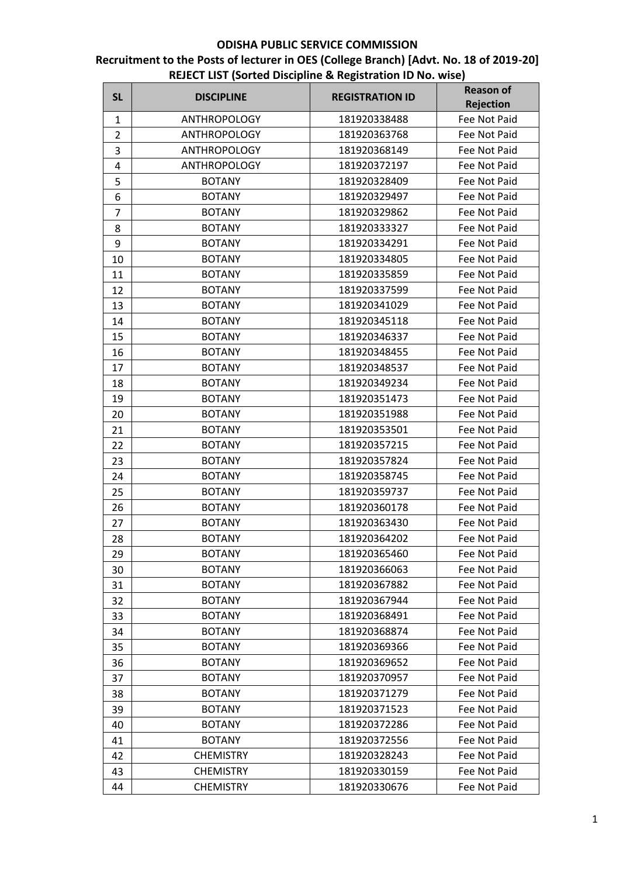**ODISHA PUBLIC SERVICE COMMISSION**

**Recruitment to the Posts of lecturer in OES (College Branch) [Advt. No. 18 of 2019-20]**

**REJECT LIST (Sorted Discipline & Registration ID No. wise)**

| SL | DISCIPLINE | REGISTRATION ID | Reason of Rejection |
|---|---|---|---|
| 1 | ANTHROPOLOGY | 181920338488 | Fee Not Paid |
| 2 | ANTHROPOLOGY | 181920363768 | Fee Not Paid |
| 3 | ANTHROPOLOGY | 181920368149 | Fee Not Paid |
| 4 | ANTHROPOLOGY | 181920372197 | Fee Not Paid |
| 5 | BOTANY | 181920328409 | Fee Not Paid |
| 6 | BOTANY | 181920329497 | Fee Not Paid |
| 7 | BOTANY | 181920329862 | Fee Not Paid |
| 8 | BOTANY | 181920333327 | Fee Not Paid |
| 9 | BOTANY | 181920334291 | Fee Not Paid |
| 10 | BOTANY | 181920334805 | Fee Not Paid |
| 11 | BOTANY | 181920335859 | Fee Not Paid |
| 12 | BOTANY | 181920337599 | Fee Not Paid |
| 13 | BOTANY | 181920341029 | Fee Not Paid |
| 14 | BOTANY | 181920345118 | Fee Not Paid |
| 15 | BOTANY | 181920346337 | Fee Not Paid |
| 16 | BOTANY | 181920348455 | Fee Not Paid |
| 17 | BOTANY | 181920348537 | Fee Not Paid |
| 18 | BOTANY | 181920349234 | Fee Not Paid |
| 19 | BOTANY | 181920351473 | Fee Not Paid |
| 20 | BOTANY | 181920351988 | Fee Not Paid |
| 21 | BOTANY | 181920353501 | Fee Not Paid |
| 22 | BOTANY | 181920357215 | Fee Not Paid |
| 23 | BOTANY | 181920357824 | Fee Not Paid |
| 24 | BOTANY | 181920358745 | Fee Not Paid |
| 25 | BOTANY | 181920359737 | Fee Not Paid |
| 26 | BOTANY | 181920360178 | Fee Not Paid |
| 27 | BOTANY | 181920363430 | Fee Not Paid |
| 28 | BOTANY | 181920364202 | Fee Not Paid |
| 29 | BOTANY | 181920365460 | Fee Not Paid |
| 30 | BOTANY | 181920366063 | Fee Not Paid |
| 31 | BOTANY | 181920367882 | Fee Not Paid |
| 32 | BOTANY | 181920367944 | Fee Not Paid |
| 33 | BOTANY | 181920368491 | Fee Not Paid |
| 34 | BOTANY | 181920368874 | Fee Not Paid |
| 35 | BOTANY | 181920369366 | Fee Not Paid |
| 36 | BOTANY | 181920369652 | Fee Not Paid |
| 37 | BOTANY | 181920370957 | Fee Not Paid |
| 38 | BOTANY | 181920371279 | Fee Not Paid |
| 39 | BOTANY | 181920371523 | Fee Not Paid |
| 40 | BOTANY | 181920372286 | Fee Not Paid |
| 41 | BOTANY | 181920372556 | Fee Not Paid |
| 42 | CHEMISTRY | 181920328243 | Fee Not Paid |
| 43 | CHEMISTRY | 181920330159 | Fee Not Paid |
| 44 | CHEMISTRY | 181920330676 | Fee Not Paid |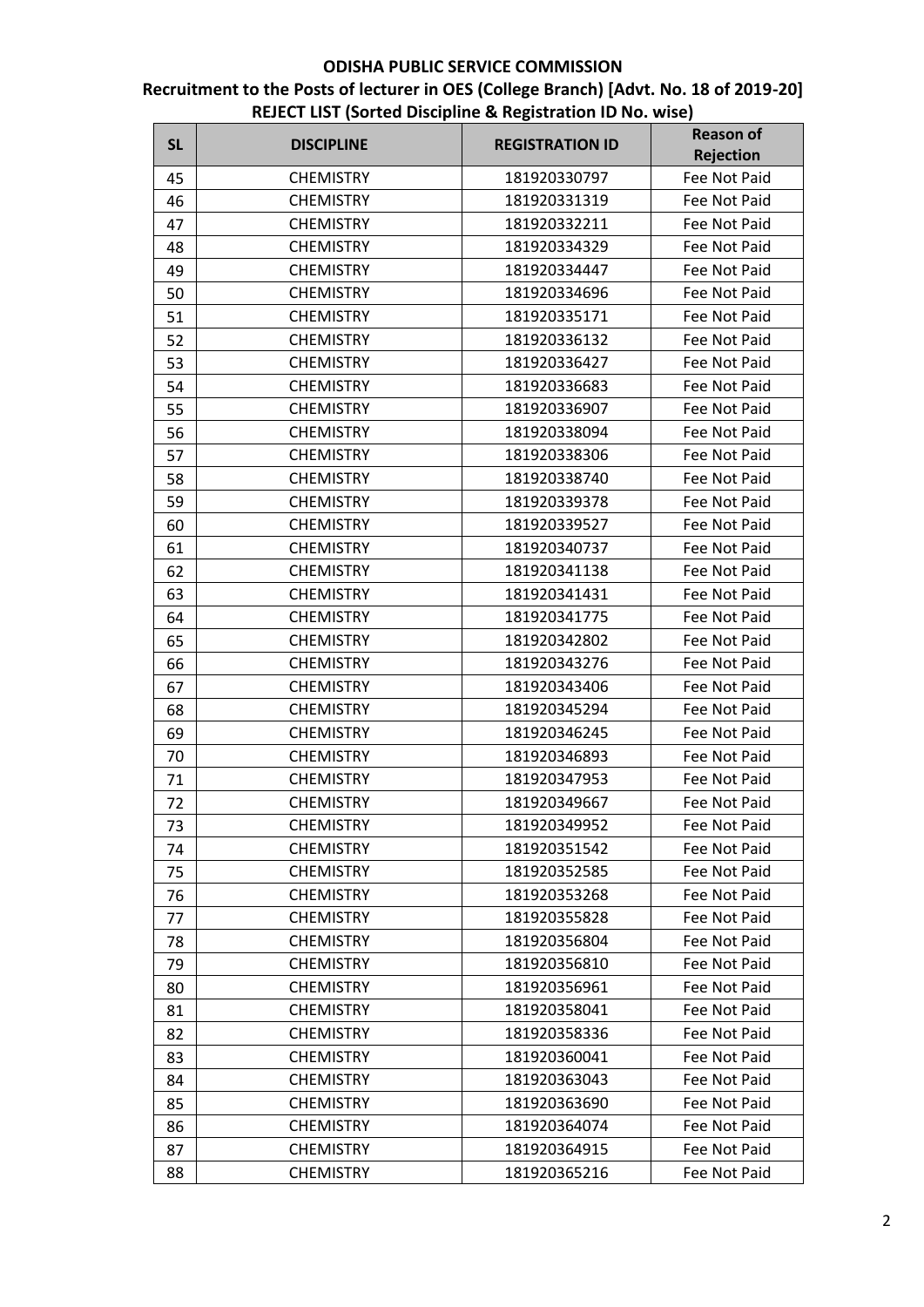**ODISHA PUBLIC SERVICE COMMISSION**

**Recruitment to the Posts of lecturer in OES (College Branch) [Advt. No. 18 of 2019-20]**

**REJECT LIST (Sorted Discipline & Registration ID No. wise)**

| SL | DISCIPLINE | REGISTRATION ID | Reason of Rejection |
|---|---|---|---|
| 45 | CHEMISTRY | 181920330797 | Fee Not Paid |
| 46 | CHEMISTRY | 181920331319 | Fee Not Paid |
| 47 | CHEMISTRY | 181920332211 | Fee Not Paid |
| 48 | CHEMISTRY | 181920334329 | Fee Not Paid |
| 49 | CHEMISTRY | 181920334447 | Fee Not Paid |
| 50 | CHEMISTRY | 181920334696 | Fee Not Paid |
| 51 | CHEMISTRY | 181920335171 | Fee Not Paid |
| 52 | CHEMISTRY | 181920336132 | Fee Not Paid |
| 53 | CHEMISTRY | 181920336427 | Fee Not Paid |
| 54 | CHEMISTRY | 181920336683 | Fee Not Paid |
| 55 | CHEMISTRY | 181920336907 | Fee Not Paid |
| 56 | CHEMISTRY | 181920338094 | Fee Not Paid |
| 57 | CHEMISTRY | 181920338306 | Fee Not Paid |
| 58 | CHEMISTRY | 181920338740 | Fee Not Paid |
| 59 | CHEMISTRY | 181920339378 | Fee Not Paid |
| 60 | CHEMISTRY | 181920339527 | Fee Not Paid |
| 61 | CHEMISTRY | 181920340737 | Fee Not Paid |
| 62 | CHEMISTRY | 181920341138 | Fee Not Paid |
| 63 | CHEMISTRY | 181920341431 | Fee Not Paid |
| 64 | CHEMISTRY | 181920341775 | Fee Not Paid |
| 65 | CHEMISTRY | 181920342802 | Fee Not Paid |
| 66 | CHEMISTRY | 181920343276 | Fee Not Paid |
| 67 | CHEMISTRY | 181920343406 | Fee Not Paid |
| 68 | CHEMISTRY | 181920345294 | Fee Not Paid |
| 69 | CHEMISTRY | 181920346245 | Fee Not Paid |
| 70 | CHEMISTRY | 181920346893 | Fee Not Paid |
| 71 | CHEMISTRY | 181920347953 | Fee Not Paid |
| 72 | CHEMISTRY | 181920349667 | Fee Not Paid |
| 73 | CHEMISTRY | 181920349952 | Fee Not Paid |
| 74 | CHEMISTRY | 181920351542 | Fee Not Paid |
| 75 | CHEMISTRY | 181920352585 | Fee Not Paid |
| 76 | CHEMISTRY | 181920353268 | Fee Not Paid |
| 77 | CHEMISTRY | 181920355828 | Fee Not Paid |
| 78 | CHEMISTRY | 181920356804 | Fee Not Paid |
| 79 | CHEMISTRY | 181920356810 | Fee Not Paid |
| 80 | CHEMISTRY | 181920356961 | Fee Not Paid |
| 81 | CHEMISTRY | 181920358041 | Fee Not Paid |
| 82 | CHEMISTRY | 181920358336 | Fee Not Paid |
| 83 | CHEMISTRY | 181920360041 | Fee Not Paid |
| 84 | CHEMISTRY | 181920363043 | Fee Not Paid |
| 85 | CHEMISTRY | 181920363690 | Fee Not Paid |
| 86 | CHEMISTRY | 181920364074 | Fee Not Paid |
| 87 | CHEMISTRY | 181920364915 | Fee Not Paid |
| 88 | CHEMISTRY | 181920365216 | Fee Not Paid |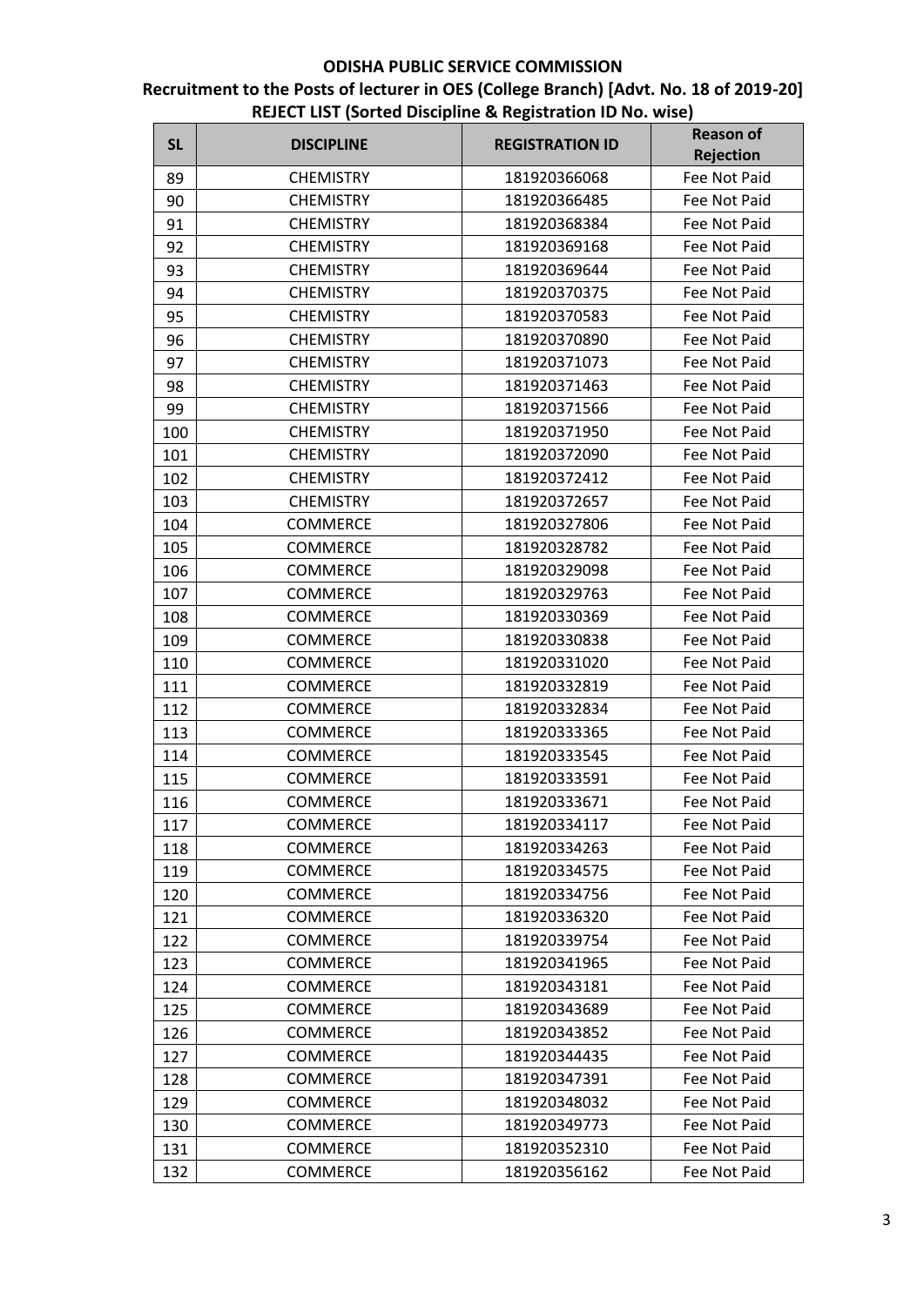**ODISHA PUBLIC SERVICE COMMISSION**

**Recruitment to the Posts of lecturer in OES (College Branch) [Advt. No. 18 of 2019-20]**

**REJECT LIST (Sorted Discipline & Registration ID No. wise)**

| SL | DISCIPLINE | REGISTRATION ID | Reason of Rejection |
|---|---|---|---|
| 89 | CHEMISTRY | 181920366068 | Fee Not Paid |
| 90 | CHEMISTRY | 181920366485 | Fee Not Paid |
| 91 | CHEMISTRY | 181920368384 | Fee Not Paid |
| 92 | CHEMISTRY | 181920369168 | Fee Not Paid |
| 93 | CHEMISTRY | 181920369644 | Fee Not Paid |
| 94 | CHEMISTRY | 181920370375 | Fee Not Paid |
| 95 | CHEMISTRY | 181920370583 | Fee Not Paid |
| 96 | CHEMISTRY | 181920370890 | Fee Not Paid |
| 97 | CHEMISTRY | 181920371073 | Fee Not Paid |
| 98 | CHEMISTRY | 181920371463 | Fee Not Paid |
| 99 | CHEMISTRY | 181920371566 | Fee Not Paid |
| 100 | CHEMISTRY | 181920371950 | Fee Not Paid |
| 101 | CHEMISTRY | 181920372090 | Fee Not Paid |
| 102 | CHEMISTRY | 181920372412 | Fee Not Paid |
| 103 | CHEMISTRY | 181920372657 | Fee Not Paid |
| 104 | COMMERCE | 181920327806 | Fee Not Paid |
| 105 | COMMERCE | 181920328782 | Fee Not Paid |
| 106 | COMMERCE | 181920329098 | Fee Not Paid |
| 107 | COMMERCE | 181920329763 | Fee Not Paid |
| 108 | COMMERCE | 181920330369 | Fee Not Paid |
| 109 | COMMERCE | 181920330838 | Fee Not Paid |
| 110 | COMMERCE | 181920331020 | Fee Not Paid |
| 111 | COMMERCE | 181920332819 | Fee Not Paid |
| 112 | COMMERCE | 181920332834 | Fee Not Paid |
| 113 | COMMERCE | 181920333365 | Fee Not Paid |
| 114 | COMMERCE | 181920333545 | Fee Not Paid |
| 115 | COMMERCE | 181920333591 | Fee Not Paid |
| 116 | COMMERCE | 181920333671 | Fee Not Paid |
| 117 | COMMERCE | 181920334117 | Fee Not Paid |
| 118 | COMMERCE | 181920334263 | Fee Not Paid |
| 119 | COMMERCE | 181920334575 | Fee Not Paid |
| 120 | COMMERCE | 181920334756 | Fee Not Paid |
| 121 | COMMERCE | 181920336320 | Fee Not Paid |
| 122 | COMMERCE | 181920339754 | Fee Not Paid |
| 123 | COMMERCE | 181920341965 | Fee Not Paid |
| 124 | COMMERCE | 181920343181 | Fee Not Paid |
| 125 | COMMERCE | 181920343689 | Fee Not Paid |
| 126 | COMMERCE | 181920343852 | Fee Not Paid |
| 127 | COMMERCE | 181920344435 | Fee Not Paid |
| 128 | COMMERCE | 181920347391 | Fee Not Paid |
| 129 | COMMERCE | 181920348032 | Fee Not Paid |
| 130 | COMMERCE | 181920349773 | Fee Not Paid |
| 131 | COMMERCE | 181920352310 | Fee Not Paid |
| 132 | COMMERCE | 181920356162 | Fee Not Paid |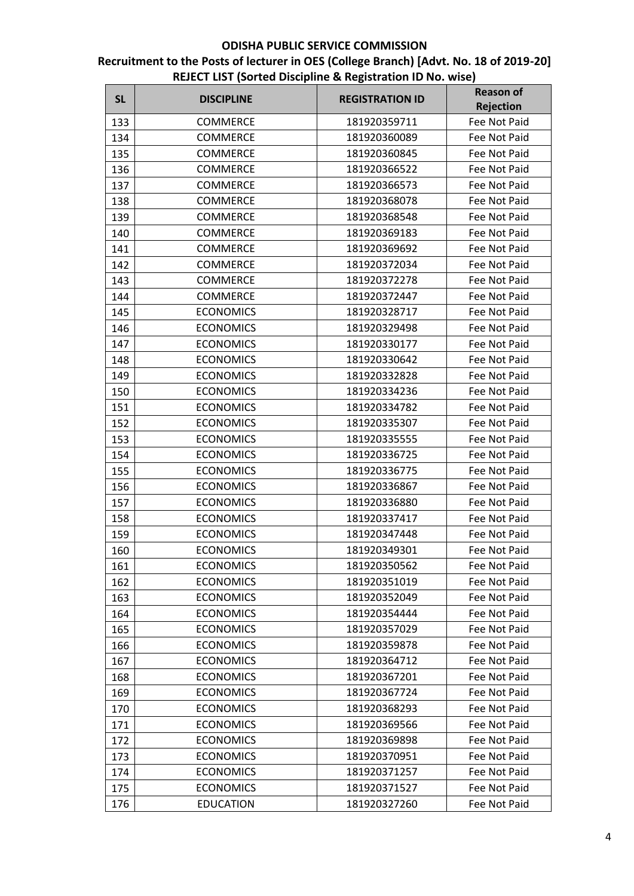**ODISHA PUBLIC SERVICE COMMISSION**

**Recruitment to the Posts of lecturer in OES (College Branch) [Advt. No. 18 of 2019-20]**

**REJECT LIST (Sorted Discipline & Registration ID No. wise)**

| SL | DISCIPLINE | REGISTRATION ID | Reason of Rejection |
|---|---|---|---|
| 133 | COMMERCE | 181920359711 | Fee Not Paid |
| 134 | COMMERCE | 181920360089 | Fee Not Paid |
| 135 | COMMERCE | 181920360845 | Fee Not Paid |
| 136 | COMMERCE | 181920366522 | Fee Not Paid |
| 137 | COMMERCE | 181920366573 | Fee Not Paid |
| 138 | COMMERCE | 181920368078 | Fee Not Paid |
| 139 | COMMERCE | 181920368548 | Fee Not Paid |
| 140 | COMMERCE | 181920369183 | Fee Not Paid |
| 141 | COMMERCE | 181920369692 | Fee Not Paid |
| 142 | COMMERCE | 181920372034 | Fee Not Paid |
| 143 | COMMERCE | 181920372278 | Fee Not Paid |
| 144 | COMMERCE | 181920372447 | Fee Not Paid |
| 145 | ECONOMICS | 181920328717 | Fee Not Paid |
| 146 | ECONOMICS | 181920329498 | Fee Not Paid |
| 147 | ECONOMICS | 181920330177 | Fee Not Paid |
| 148 | ECONOMICS | 181920330642 | Fee Not Paid |
| 149 | ECONOMICS | 181920332828 | Fee Not Paid |
| 150 | ECONOMICS | 181920334236 | Fee Not Paid |
| 151 | ECONOMICS | 181920334782 | Fee Not Paid |
| 152 | ECONOMICS | 181920335307 | Fee Not Paid |
| 153 | ECONOMICS | 181920335555 | Fee Not Paid |
| 154 | ECONOMICS | 181920336725 | Fee Not Paid |
| 155 | ECONOMICS | 181920336775 | Fee Not Paid |
| 156 | ECONOMICS | 181920336867 | Fee Not Paid |
| 157 | ECONOMICS | 181920336880 | Fee Not Paid |
| 158 | ECONOMICS | 181920337417 | Fee Not Paid |
| 159 | ECONOMICS | 181920347448 | Fee Not Paid |
| 160 | ECONOMICS | 181920349301 | Fee Not Paid |
| 161 | ECONOMICS | 181920350562 | Fee Not Paid |
| 162 | ECONOMICS | 181920351019 | Fee Not Paid |
| 163 | ECONOMICS | 181920352049 | Fee Not Paid |
| 164 | ECONOMICS | 181920354444 | Fee Not Paid |
| 165 | ECONOMICS | 181920357029 | Fee Not Paid |
| 166 | ECONOMICS | 181920359878 | Fee Not Paid |
| 167 | ECONOMICS | 181920364712 | Fee Not Paid |
| 168 | ECONOMICS | 181920367201 | Fee Not Paid |
| 169 | ECONOMICS | 181920367724 | Fee Not Paid |
| 170 | ECONOMICS | 181920368293 | Fee Not Paid |
| 171 | ECONOMICS | 181920369566 | Fee Not Paid |
| 172 | ECONOMICS | 181920369898 | Fee Not Paid |
| 173 | ECONOMICS | 181920370951 | Fee Not Paid |
| 174 | ECONOMICS | 181920371257 | Fee Not Paid |
| 175 | ECONOMICS | 181920371527 | Fee Not Paid |
| 176 | EDUCATION | 181920327260 | Fee Not Paid |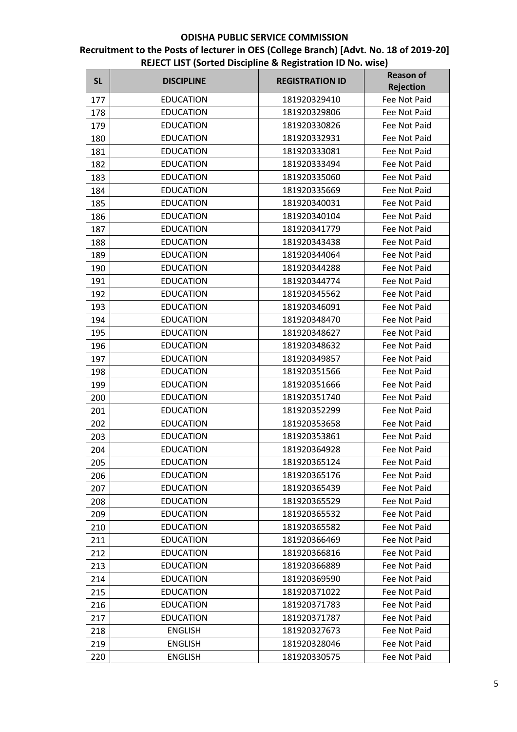# ODISHA PUBLIC SERVICE COMMISSION

## Recruitment to the Posts of lecturer in OES (College Branch) [Advt. No. 18 of 2019-20]

## REJECT LIST (Sorted Discipline & Registration ID No. wise)

| SL | DISCIPLINE | REGISTRATION ID | Reason of Rejection |
|---|---|---|---|
| 177 | EDUCATION | 181920329410 | Fee Not Paid |
| 178 | EDUCATION | 181920329806 | Fee Not Paid |
| 179 | EDUCATION | 181920330826 | Fee Not Paid |
| 180 | EDUCATION | 181920332931 | Fee Not Paid |
| 181 | EDUCATION | 181920333081 | Fee Not Paid |
| 182 | EDUCATION | 181920333494 | Fee Not Paid |
| 183 | EDUCATION | 181920335060 | Fee Not Paid |
| 184 | EDUCATION | 181920335669 | Fee Not Paid |
| 185 | EDUCATION | 181920340031 | Fee Not Paid |
| 186 | EDUCATION | 181920340104 | Fee Not Paid |
| 187 | EDUCATION | 181920341779 | Fee Not Paid |
| 188 | EDUCATION | 181920343438 | Fee Not Paid |
| 189 | EDUCATION | 181920344064 | Fee Not Paid |
| 190 | EDUCATION | 181920344288 | Fee Not Paid |
| 191 | EDUCATION | 181920344774 | Fee Not Paid |
| 192 | EDUCATION | 181920345562 | Fee Not Paid |
| 193 | EDUCATION | 181920346091 | Fee Not Paid |
| 194 | EDUCATION | 181920348470 | Fee Not Paid |
| 195 | EDUCATION | 181920348627 | Fee Not Paid |
| 196 | EDUCATION | 181920348632 | Fee Not Paid |
| 197 | EDUCATION | 181920349857 | Fee Not Paid |
| 198 | EDUCATION | 181920351566 | Fee Not Paid |
| 199 | EDUCATION | 181920351666 | Fee Not Paid |
| 200 | EDUCATION | 181920351740 | Fee Not Paid |
| 201 | EDUCATION | 181920352299 | Fee Not Paid |
| 202 | EDUCATION | 181920353658 | Fee Not Paid |
| 203 | EDUCATION | 181920353861 | Fee Not Paid |
| 204 | EDUCATION | 181920364928 | Fee Not Paid |
| 205 | EDUCATION | 181920365124 | Fee Not Paid |
| 206 | EDUCATION | 181920365176 | Fee Not Paid |
| 207 | EDUCATION | 181920365439 | Fee Not Paid |
| 208 | EDUCATION | 181920365529 | Fee Not Paid |
| 209 | EDUCATION | 181920365532 | Fee Not Paid |
| 210 | EDUCATION | 181920365582 | Fee Not Paid |
| 211 | EDUCATION | 181920366469 | Fee Not Paid |
| 212 | EDUCATION | 181920366816 | Fee Not Paid |
| 213 | EDUCATION | 181920366889 | Fee Not Paid |
| 214 | EDUCATION | 181920369590 | Fee Not Paid |
| 215 | EDUCATION | 181920371022 | Fee Not Paid |
| 216 | EDUCATION | 181920371783 | Fee Not Paid |
| 217 | EDUCATION | 181920371787 | Fee Not Paid |
| 218 | ENGLISH | 181920327673 | Fee Not Paid |
| 219 | ENGLISH | 181920328046 | Fee Not Paid |
| 220 | ENGLISH | 181920330575 | Fee Not Paid |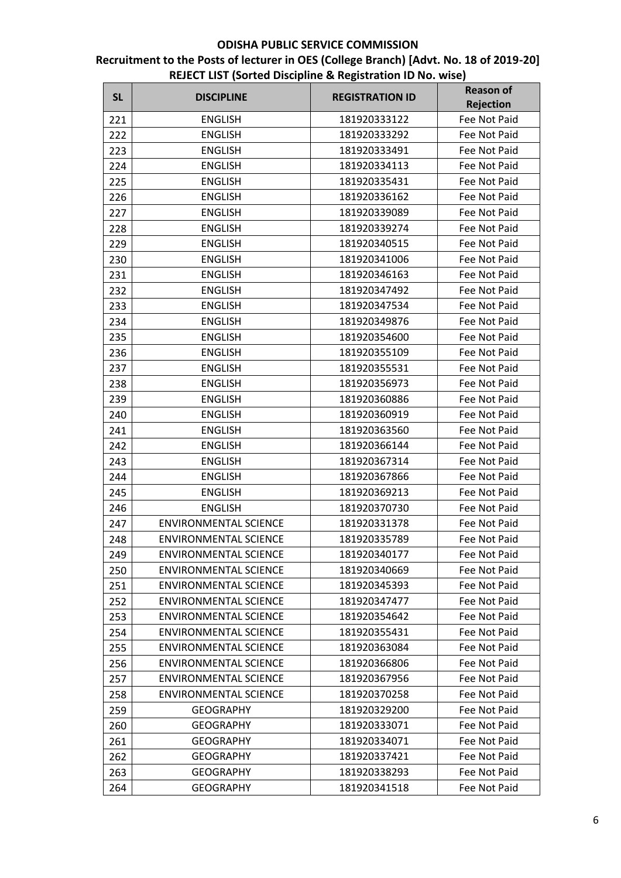# ODISHA PUBLIC SERVICE COMMISSION

## Recruitment to the Posts of lecturer in OES (College Branch) [Advt. No. 18 of 2019-20]

## REJECT LIST (Sorted Discipline & Registration ID No. wise)

| SL | DISCIPLINE | REGISTRATION ID | Reason of Rejection |
|---|---|---|---|
| 221 | ENGLISH | 181920333122 | Fee Not Paid |
| 222 | ENGLISH | 181920333292 | Fee Not Paid |
| 223 | ENGLISH | 181920333491 | Fee Not Paid |
| 224 | ENGLISH | 181920334113 | Fee Not Paid |
| 225 | ENGLISH | 181920335431 | Fee Not Paid |
| 226 | ENGLISH | 181920336162 | Fee Not Paid |
| 227 | ENGLISH | 181920339089 | Fee Not Paid |
| 228 | ENGLISH | 181920339274 | Fee Not Paid |
| 229 | ENGLISH | 181920340515 | Fee Not Paid |
| 230 | ENGLISH | 181920341006 | Fee Not Paid |
| 231 | ENGLISH | 181920346163 | Fee Not Paid |
| 232 | ENGLISH | 181920347492 | Fee Not Paid |
| 233 | ENGLISH | 181920347534 | Fee Not Paid |
| 234 | ENGLISH | 181920349876 | Fee Not Paid |
| 235 | ENGLISH | 181920354600 | Fee Not Paid |
| 236 | ENGLISH | 181920355109 | Fee Not Paid |
| 237 | ENGLISH | 181920355531 | Fee Not Paid |
| 238 | ENGLISH | 181920356973 | Fee Not Paid |
| 239 | ENGLISH | 181920360886 | Fee Not Paid |
| 240 | ENGLISH | 181920360919 | Fee Not Paid |
| 241 | ENGLISH | 181920363560 | Fee Not Paid |
| 242 | ENGLISH | 181920366144 | Fee Not Paid |
| 243 | ENGLISH | 181920367314 | Fee Not Paid |
| 244 | ENGLISH | 181920367866 | Fee Not Paid |
| 245 | ENGLISH | 181920369213 | Fee Not Paid |
| 246 | ENGLISH | 181920370730 | Fee Not Paid |
| 247 | ENVIRONMENTAL SCIENCE | 181920331378 | Fee Not Paid |
| 248 | ENVIRONMENTAL SCIENCE | 181920335789 | Fee Not Paid |
| 249 | ENVIRONMENTAL SCIENCE | 181920340177 | Fee Not Paid |
| 250 | ENVIRONMENTAL SCIENCE | 181920340669 | Fee Not Paid |
| 251 | ENVIRONMENTAL SCIENCE | 181920345393 | Fee Not Paid |
| 252 | ENVIRONMENTAL SCIENCE | 181920347477 | Fee Not Paid |
| 253 | ENVIRONMENTAL SCIENCE | 181920354642 | Fee Not Paid |
| 254 | ENVIRONMENTAL SCIENCE | 181920355431 | Fee Not Paid |
| 255 | ENVIRONMENTAL SCIENCE | 181920363084 | Fee Not Paid |
| 256 | ENVIRONMENTAL SCIENCE | 181920366806 | Fee Not Paid |
| 257 | ENVIRONMENTAL SCIENCE | 181920367956 | Fee Not Paid |
| 258 | ENVIRONMENTAL SCIENCE | 181920370258 | Fee Not Paid |
| 259 | GEOGRAPHY | 181920329200 | Fee Not Paid |
| 260 | GEOGRAPHY | 181920333071 | Fee Not Paid |
| 261 | GEOGRAPHY | 181920334071 | Fee Not Paid |
| 262 | GEOGRAPHY | 181920337421 | Fee Not Paid |
| 263 | GEOGRAPHY | 181920338293 | Fee Not Paid |
| 264 | GEOGRAPHY | 181920341518 | Fee Not Paid |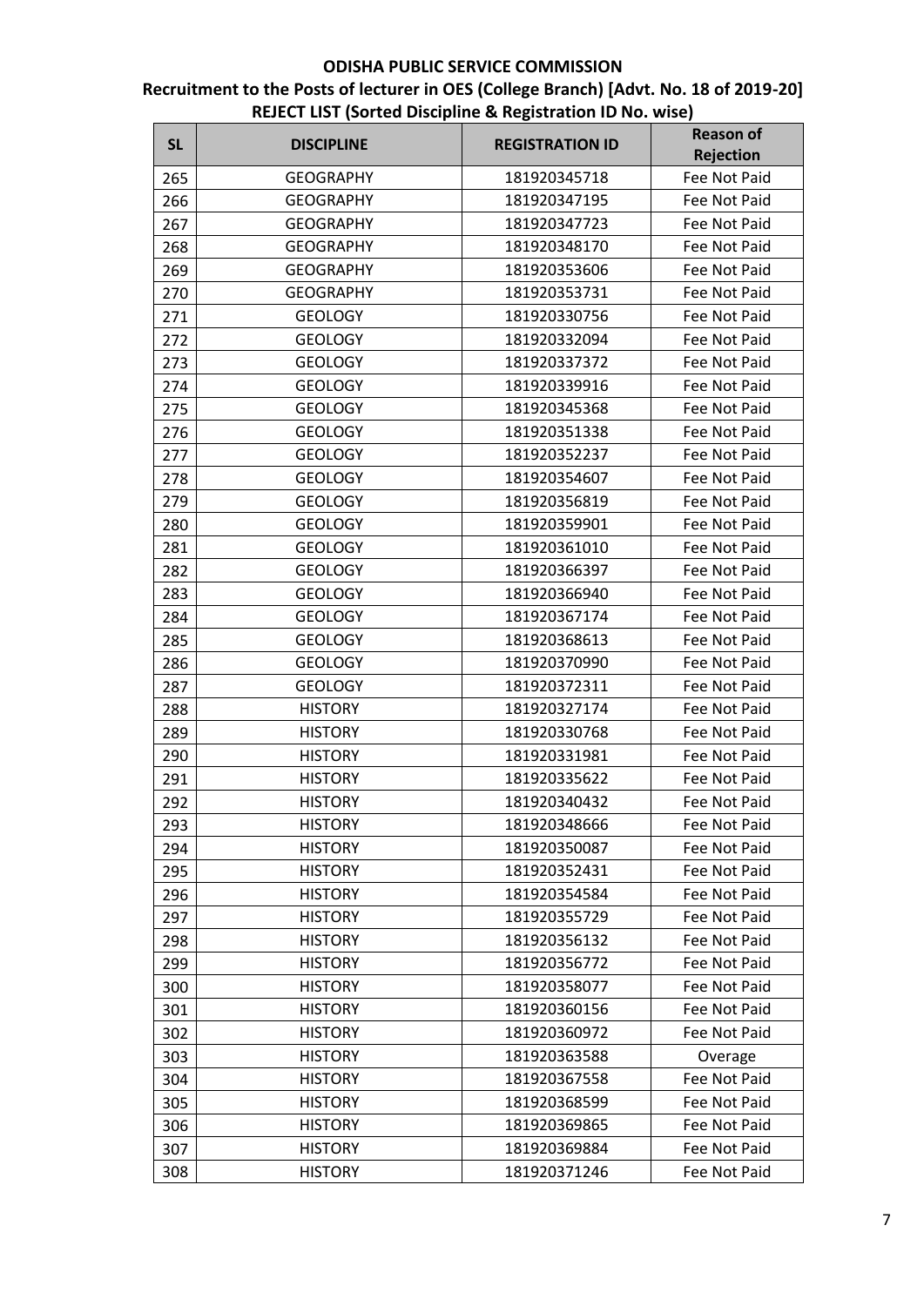**ODISHA PUBLIC SERVICE COMMISSION**

**Recruitment to the Posts of lecturer in OES (College Branch) [Advt. No. 18 of 2019-20]**

**REJECT LIST (Sorted Discipline & Registration ID No. wise)**

| SL | DISCIPLINE | REGISTRATION ID | Reason of Rejection |
|---|---|---|---|
| 265 | GEOGRAPHY | 181920345718 | Fee Not Paid |
| 266 | GEOGRAPHY | 181920347195 | Fee Not Paid |
| 267 | GEOGRAPHY | 181920347723 | Fee Not Paid |
| 268 | GEOGRAPHY | 181920348170 | Fee Not Paid |
| 269 | GEOGRAPHY | 181920353606 | Fee Not Paid |
| 270 | GEOGRAPHY | 181920353731 | Fee Not Paid |
| 271 | GEOLOGY | 181920330756 | Fee Not Paid |
| 272 | GEOLOGY | 181920332094 | Fee Not Paid |
| 273 | GEOLOGY | 181920337372 | Fee Not Paid |
| 274 | GEOLOGY | 181920339916 | Fee Not Paid |
| 275 | GEOLOGY | 181920345368 | Fee Not Paid |
| 276 | GEOLOGY | 181920351338 | Fee Not Paid |
| 277 | GEOLOGY | 181920352237 | Fee Not Paid |
| 278 | GEOLOGY | 181920354607 | Fee Not Paid |
| 279 | GEOLOGY | 181920356819 | Fee Not Paid |
| 280 | GEOLOGY | 181920359901 | Fee Not Paid |
| 281 | GEOLOGY | 181920361010 | Fee Not Paid |
| 282 | GEOLOGY | 181920366397 | Fee Not Paid |
| 283 | GEOLOGY | 181920366940 | Fee Not Paid |
| 284 | GEOLOGY | 181920367174 | Fee Not Paid |
| 285 | GEOLOGY | 181920368613 | Fee Not Paid |
| 286 | GEOLOGY | 181920370990 | Fee Not Paid |
| 287 | GEOLOGY | 181920372311 | Fee Not Paid |
| 288 | HISTORY | 181920327174 | Fee Not Paid |
| 289 | HISTORY | 181920330768 | Fee Not Paid |
| 290 | HISTORY | 181920331981 | Fee Not Paid |
| 291 | HISTORY | 181920335622 | Fee Not Paid |
| 292 | HISTORY | 181920340432 | Fee Not Paid |
| 293 | HISTORY | 181920348666 | Fee Not Paid |
| 294 | HISTORY | 181920350087 | Fee Not Paid |
| 295 | HISTORY | 181920352431 | Fee Not Paid |
| 296 | HISTORY | 181920354584 | Fee Not Paid |
| 297 | HISTORY | 181920355729 | Fee Not Paid |
| 298 | HISTORY | 181920356132 | Fee Not Paid |
| 299 | HISTORY | 181920356772 | Fee Not Paid |
| 300 | HISTORY | 181920358077 | Fee Not Paid |
| 301 | HISTORY | 181920360156 | Fee Not Paid |
| 302 | HISTORY | 181920360972 | Fee Not Paid |
| 303 | HISTORY | 181920363588 | Overage |
| 304 | HISTORY | 181920367558 | Fee Not Paid |
| 305 | HISTORY | 181920368599 | Fee Not Paid |
| 306 | HISTORY | 181920369865 | Fee Not Paid |
| 307 | HISTORY | 181920369884 | Fee Not Paid |
| 308 | HISTORY | 181920371246 | Fee Not Paid |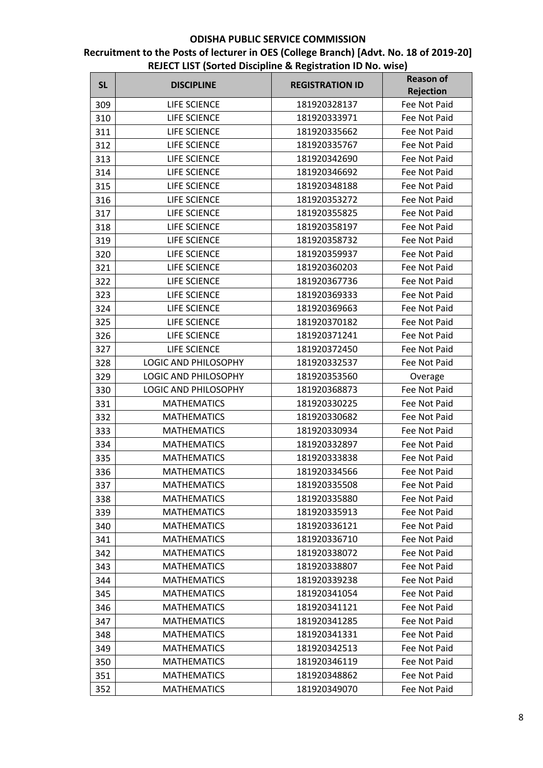**ODISHA PUBLIC SERVICE COMMISSION**

**Recruitment to the Posts of lecturer in OES (College Branch) [Advt. No. 18 of 2019-20]**

**REJECT LIST (Sorted Discipline & Registration ID No. wise)**

| SL | DISCIPLINE | REGISTRATION ID | Reason of Rejection |
|---|---|---|---|
| 309 | LIFE SCIENCE | 181920328137 | Fee Not Paid |
| 310 | LIFE SCIENCE | 181920333971 | Fee Not Paid |
| 311 | LIFE SCIENCE | 181920335662 | Fee Not Paid |
| 312 | LIFE SCIENCE | 181920335767 | Fee Not Paid |
| 313 | LIFE SCIENCE | 181920342690 | Fee Not Paid |
| 314 | LIFE SCIENCE | 181920346692 | Fee Not Paid |
| 315 | LIFE SCIENCE | 181920348188 | Fee Not Paid |
| 316 | LIFE SCIENCE | 181920353272 | Fee Not Paid |
| 317 | LIFE SCIENCE | 181920355825 | Fee Not Paid |
| 318 | LIFE SCIENCE | 181920358197 | Fee Not Paid |
| 319 | LIFE SCIENCE | 181920358732 | Fee Not Paid |
| 320 | LIFE SCIENCE | 181920359937 | Fee Not Paid |
| 321 | LIFE SCIENCE | 181920360203 | Fee Not Paid |
| 322 | LIFE SCIENCE | 181920367736 | Fee Not Paid |
| 323 | LIFE SCIENCE | 181920369333 | Fee Not Paid |
| 324 | LIFE SCIENCE | 181920369663 | Fee Not Paid |
| 325 | LIFE SCIENCE | 181920370182 | Fee Not Paid |
| 326 | LIFE SCIENCE | 181920371241 | Fee Not Paid |
| 327 | LIFE SCIENCE | 181920372450 | Fee Not Paid |
| 328 | LOGIC AND PHILOSOPHY | 181920332537 | Fee Not Paid |
| 329 | LOGIC AND PHILOSOPHY | 181920353560 | Overage |
| 330 | LOGIC AND PHILOSOPHY | 181920368873 | Fee Not Paid |
| 331 | MATHEMATICS | 181920330225 | Fee Not Paid |
| 332 | MATHEMATICS | 181920330682 | Fee Not Paid |
| 333 | MATHEMATICS | 181920330934 | Fee Not Paid |
| 334 | MATHEMATICS | 181920332897 | Fee Not Paid |
| 335 | MATHEMATICS | 181920333838 | Fee Not Paid |
| 336 | MATHEMATICS | 181920334566 | Fee Not Paid |
| 337 | MATHEMATICS | 181920335508 | Fee Not Paid |
| 338 | MATHEMATICS | 181920335880 | Fee Not Paid |
| 339 | MATHEMATICS | 181920335913 | Fee Not Paid |
| 340 | MATHEMATICS | 181920336121 | Fee Not Paid |
| 341 | MATHEMATICS | 181920336710 | Fee Not Paid |
| 342 | MATHEMATICS | 181920338072 | Fee Not Paid |
| 343 | MATHEMATICS | 181920338807 | Fee Not Paid |
| 344 | MATHEMATICS | 181920339238 | Fee Not Paid |
| 345 | MATHEMATICS | 181920341054 | Fee Not Paid |
| 346 | MATHEMATICS | 181920341121 | Fee Not Paid |
| 347 | MATHEMATICS | 181920341285 | Fee Not Paid |
| 348 | MATHEMATICS | 181920341331 | Fee Not Paid |
| 349 | MATHEMATICS | 181920342513 | Fee Not Paid |
| 350 | MATHEMATICS | 181920346119 | Fee Not Paid |
| 351 | MATHEMATICS | 181920348862 | Fee Not Paid |
| 352 | MATHEMATICS | 181920349070 | Fee Not Paid |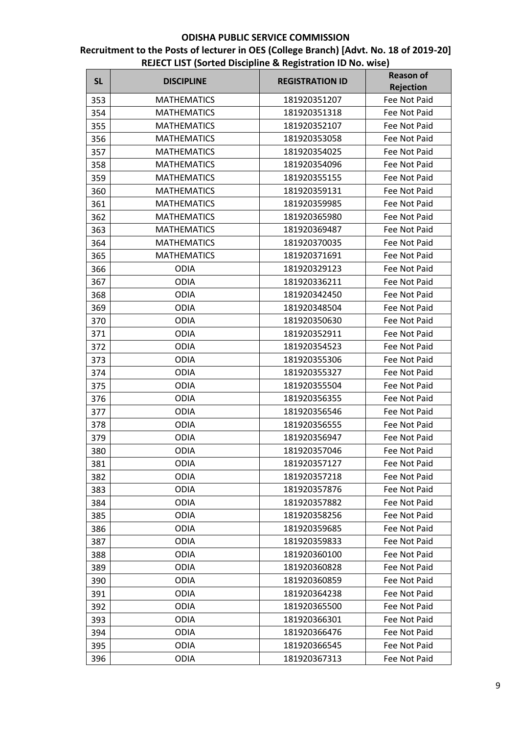**ODISHA PUBLIC SERVICE COMMISSION**

**Recruitment to the Posts of lecturer in OES (College Branch) [Advt. No. 18 of 2019-20]**

**REJECT LIST (Sorted Discipline & Registration ID No. wise)**

| SL | DISCIPLINE | REGISTRATION ID | Reason of Rejection |
|---|---|---|---|
| 353 | MATHEMATICS | 181920351207 | Fee Not Paid |
| 354 | MATHEMATICS | 181920351318 | Fee Not Paid |
| 355 | MATHEMATICS | 181920352107 | Fee Not Paid |
| 356 | MATHEMATICS | 181920353058 | Fee Not Paid |
| 357 | MATHEMATICS | 181920354025 | Fee Not Paid |
| 358 | MATHEMATICS | 181920354096 | Fee Not Paid |
| 359 | MATHEMATICS | 181920355155 | Fee Not Paid |
| 360 | MATHEMATICS | 181920359131 | Fee Not Paid |
| 361 | MATHEMATICS | 181920359985 | Fee Not Paid |
| 362 | MATHEMATICS | 181920365980 | Fee Not Paid |
| 363 | MATHEMATICS | 181920369487 | Fee Not Paid |
| 364 | MATHEMATICS | 181920370035 | Fee Not Paid |
| 365 | MATHEMATICS | 181920371691 | Fee Not Paid |
| 366 | ODIA | 181920329123 | Fee Not Paid |
| 367 | ODIA | 181920336211 | Fee Not Paid |
| 368 | ODIA | 181920342450 | Fee Not Paid |
| 369 | ODIA | 181920348504 | Fee Not Paid |
| 370 | ODIA | 181920350630 | Fee Not Paid |
| 371 | ODIA | 181920352911 | Fee Not Paid |
| 372 | ODIA | 181920354523 | Fee Not Paid |
| 373 | ODIA | 181920355306 | Fee Not Paid |
| 374 | ODIA | 181920355327 | Fee Not Paid |
| 375 | ODIA | 181920355504 | Fee Not Paid |
| 376 | ODIA | 181920356355 | Fee Not Paid |
| 377 | ODIA | 181920356546 | Fee Not Paid |
| 378 | ODIA | 181920356555 | Fee Not Paid |
| 379 | ODIA | 181920356947 | Fee Not Paid |
| 380 | ODIA | 181920357046 | Fee Not Paid |
| 381 | ODIA | 181920357127 | Fee Not Paid |
| 382 | ODIA | 181920357218 | Fee Not Paid |
| 383 | ODIA | 181920357876 | Fee Not Paid |
| 384 | ODIA | 181920357882 | Fee Not Paid |
| 385 | ODIA | 181920358256 | Fee Not Paid |
| 386 | ODIA | 181920359685 | Fee Not Paid |
| 387 | ODIA | 181920359833 | Fee Not Paid |
| 388 | ODIA | 181920360100 | Fee Not Paid |
| 389 | ODIA | 181920360828 | Fee Not Paid |
| 390 | ODIA | 181920360859 | Fee Not Paid |
| 391 | ODIA | 181920364238 | Fee Not Paid |
| 392 | ODIA | 181920365500 | Fee Not Paid |
| 393 | ODIA | 181920366301 | Fee Not Paid |
| 394 | ODIA | 181920366476 | Fee Not Paid |
| 395 | ODIA | 181920366545 | Fee Not Paid |
| 396 | ODIA | 181920367313 | Fee Not Paid |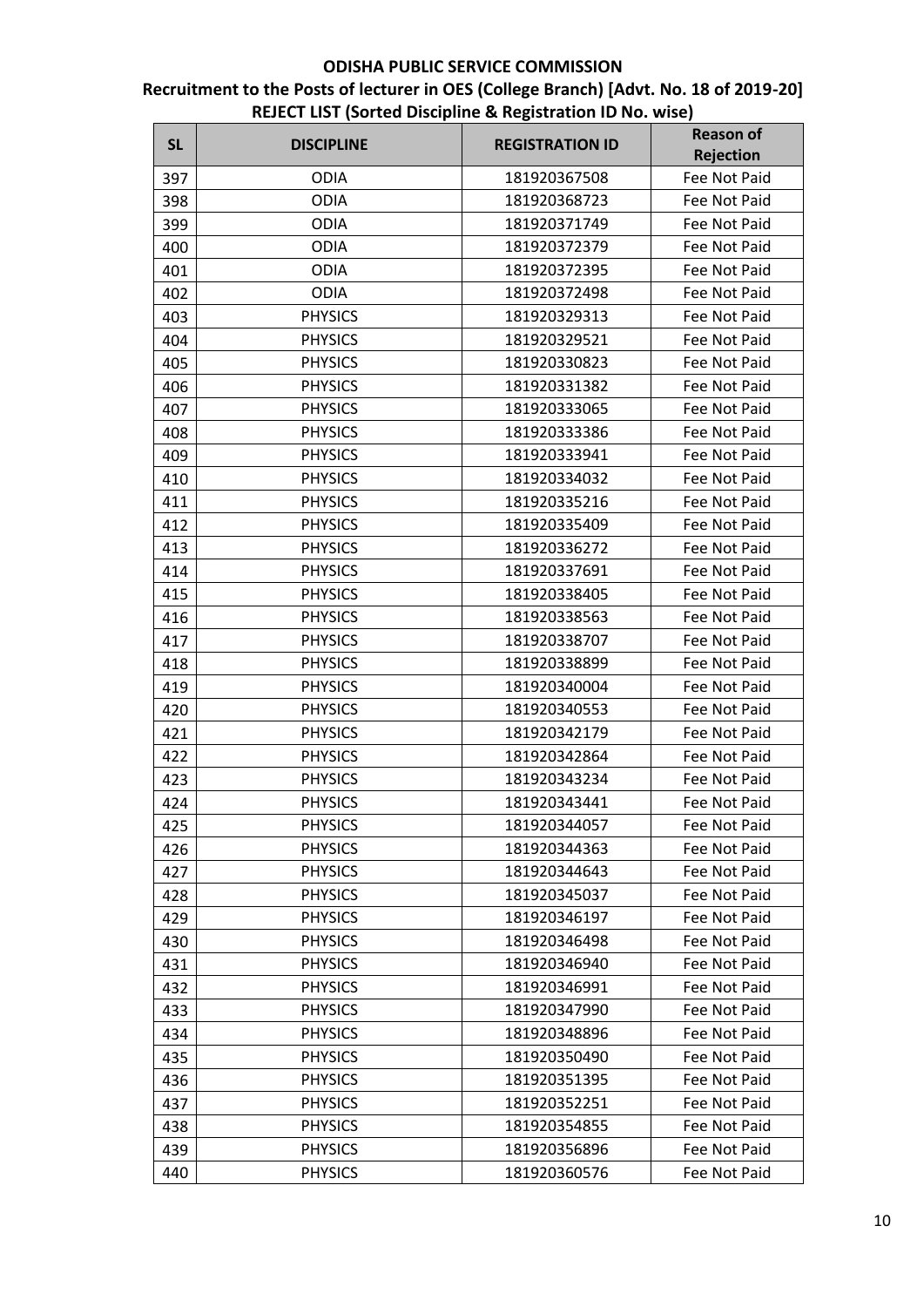**ODISHA PUBLIC SERVICE COMMISSION**

**Recruitment to the Posts of lecturer in OES (College Branch) [Advt. No. 18 of 2019-20]**

**REJECT LIST (Sorted Discipline & Registration ID No. wise)**

| SL | DISCIPLINE | REGISTRATION ID | Reason of Rejection |
|---|---|---|---|
| 397 | ODIA | 181920367508 | Fee Not Paid |
| 398 | ODIA | 181920368723 | Fee Not Paid |
| 399 | ODIA | 181920371749 | Fee Not Paid |
| 400 | ODIA | 181920372379 | Fee Not Paid |
| 401 | ODIA | 181920372395 | Fee Not Paid |
| 402 | ODIA | 181920372498 | Fee Not Paid |
| 403 | PHYSICS | 181920329313 | Fee Not Paid |
| 404 | PHYSICS | 181920329521 | Fee Not Paid |
| 405 | PHYSICS | 181920330823 | Fee Not Paid |
| 406 | PHYSICS | 181920331382 | Fee Not Paid |
| 407 | PHYSICS | 181920333065 | Fee Not Paid |
| 408 | PHYSICS | 181920333386 | Fee Not Paid |
| 409 | PHYSICS | 181920333941 | Fee Not Paid |
| 410 | PHYSICS | 181920334032 | Fee Not Paid |
| 411 | PHYSICS | 181920335216 | Fee Not Paid |
| 412 | PHYSICS | 181920335409 | Fee Not Paid |
| 413 | PHYSICS | 181920336272 | Fee Not Paid |
| 414 | PHYSICS | 181920337691 | Fee Not Paid |
| 415 | PHYSICS | 181920338405 | Fee Not Paid |
| 416 | PHYSICS | 181920338563 | Fee Not Paid |
| 417 | PHYSICS | 181920338707 | Fee Not Paid |
| 418 | PHYSICS | 181920338899 | Fee Not Paid |
| 419 | PHYSICS | 181920340004 | Fee Not Paid |
| 420 | PHYSICS | 181920340553 | Fee Not Paid |
| 421 | PHYSICS | 181920342179 | Fee Not Paid |
| 422 | PHYSICS | 181920342864 | Fee Not Paid |
| 423 | PHYSICS | 181920343234 | Fee Not Paid |
| 424 | PHYSICS | 181920343441 | Fee Not Paid |
| 425 | PHYSICS | 181920344057 | Fee Not Paid |
| 426 | PHYSICS | 181920344363 | Fee Not Paid |
| 427 | PHYSICS | 181920344643 | Fee Not Paid |
| 428 | PHYSICS | 181920345037 | Fee Not Paid |
| 429 | PHYSICS | 181920346197 | Fee Not Paid |
| 430 | PHYSICS | 181920346498 | Fee Not Paid |
| 431 | PHYSICS | 181920346940 | Fee Not Paid |
| 432 | PHYSICS | 181920346991 | Fee Not Paid |
| 433 | PHYSICS | 181920347990 | Fee Not Paid |
| 434 | PHYSICS | 181920348896 | Fee Not Paid |
| 435 | PHYSICS | 181920350490 | Fee Not Paid |
| 436 | PHYSICS | 181920351395 | Fee Not Paid |
| 437 | PHYSICS | 181920352251 | Fee Not Paid |
| 438 | PHYSICS | 181920354855 | Fee Not Paid |
| 439 | PHYSICS | 181920356896 | Fee Not Paid |
| 440 | PHYSICS | 181920360576 | Fee Not Paid |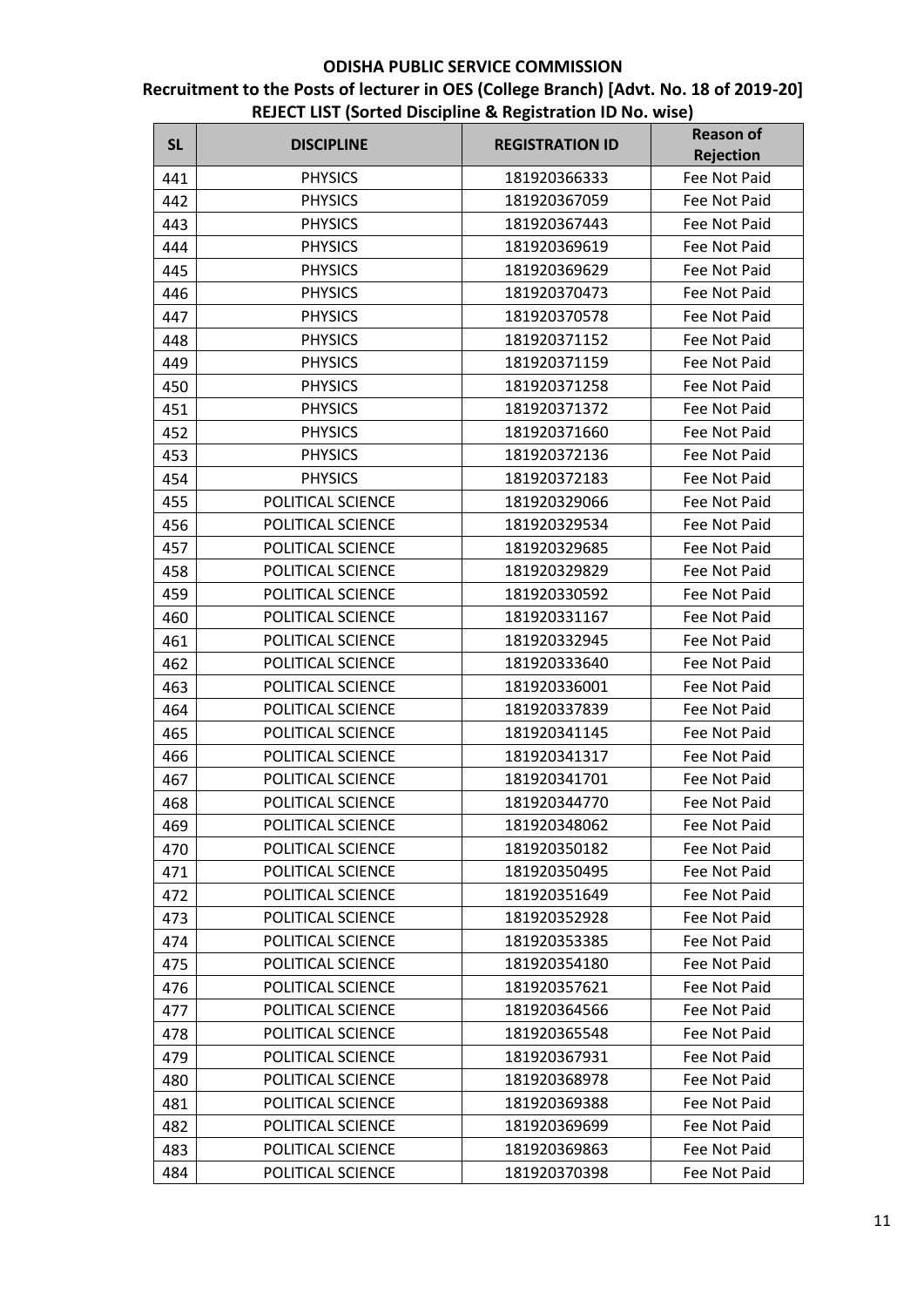**ODISHA PUBLIC SERVICE COMMISSION**

**Recruitment to the Posts of lecturer in OES (College Branch) [Advt. No. 18 of 2019-20]**

**REJECT LIST (Sorted Discipline & Registration ID No. wise)**

| SL | DISCIPLINE | REGISTRATION ID | Reason of Rejection |
|---|---|---|---|
| 441 | PHYSICS | 181920366333 | Fee Not Paid |
| 442 | PHYSICS | 181920367059 | Fee Not Paid |
| 443 | PHYSICS | 181920367443 | Fee Not Paid |
| 444 | PHYSICS | 181920369619 | Fee Not Paid |
| 445 | PHYSICS | 181920369629 | Fee Not Paid |
| 446 | PHYSICS | 181920370473 | Fee Not Paid |
| 447 | PHYSICS | 181920370578 | Fee Not Paid |
| 448 | PHYSICS | 181920371152 | Fee Not Paid |
| 449 | PHYSICS | 181920371159 | Fee Not Paid |
| 450 | PHYSICS | 181920371258 | Fee Not Paid |
| 451 | PHYSICS | 181920371372 | Fee Not Paid |
| 452 | PHYSICS | 181920371660 | Fee Not Paid |
| 453 | PHYSICS | 181920372136 | Fee Not Paid |
| 454 | PHYSICS | 181920372183 | Fee Not Paid |
| 455 | POLITICAL SCIENCE | 181920329066 | Fee Not Paid |
| 456 | POLITICAL SCIENCE | 181920329534 | Fee Not Paid |
| 457 | POLITICAL SCIENCE | 181920329685 | Fee Not Paid |
| 458 | POLITICAL SCIENCE | 181920329829 | Fee Not Paid |
| 459 | POLITICAL SCIENCE | 181920330592 | Fee Not Paid |
| 460 | POLITICAL SCIENCE | 181920331167 | Fee Not Paid |
| 461 | POLITICAL SCIENCE | 181920332945 | Fee Not Paid |
| 462 | POLITICAL SCIENCE | 181920333640 | Fee Not Paid |
| 463 | POLITICAL SCIENCE | 181920336001 | Fee Not Paid |
| 464 | POLITICAL SCIENCE | 181920337839 | Fee Not Paid |
| 465 | POLITICAL SCIENCE | 181920341145 | Fee Not Paid |
| 466 | POLITICAL SCIENCE | 181920341317 | Fee Not Paid |
| 467 | POLITICAL SCIENCE | 181920341701 | Fee Not Paid |
| 468 | POLITICAL SCIENCE | 181920344770 | Fee Not Paid |
| 469 | POLITICAL SCIENCE | 181920348062 | Fee Not Paid |
| 470 | POLITICAL SCIENCE | 181920350182 | Fee Not Paid |
| 471 | POLITICAL SCIENCE | 181920350495 | Fee Not Paid |
| 472 | POLITICAL SCIENCE | 181920351649 | Fee Not Paid |
| 473 | POLITICAL SCIENCE | 181920352928 | Fee Not Paid |
| 474 | POLITICAL SCIENCE | 181920353385 | Fee Not Paid |
| 475 | POLITICAL SCIENCE | 181920354180 | Fee Not Paid |
| 476 | POLITICAL SCIENCE | 181920357621 | Fee Not Paid |
| 477 | POLITICAL SCIENCE | 181920364566 | Fee Not Paid |
| 478 | POLITICAL SCIENCE | 181920365548 | Fee Not Paid |
| 479 | POLITICAL SCIENCE | 181920367931 | Fee Not Paid |
| 480 | POLITICAL SCIENCE | 181920368978 | Fee Not Paid |
| 481 | POLITICAL SCIENCE | 181920369388 | Fee Not Paid |
| 482 | POLITICAL SCIENCE | 181920369699 | Fee Not Paid |
| 483 | POLITICAL SCIENCE | 181920369863 | Fee Not Paid |
| 484 | POLITICAL SCIENCE | 181920370398 | Fee Not Paid |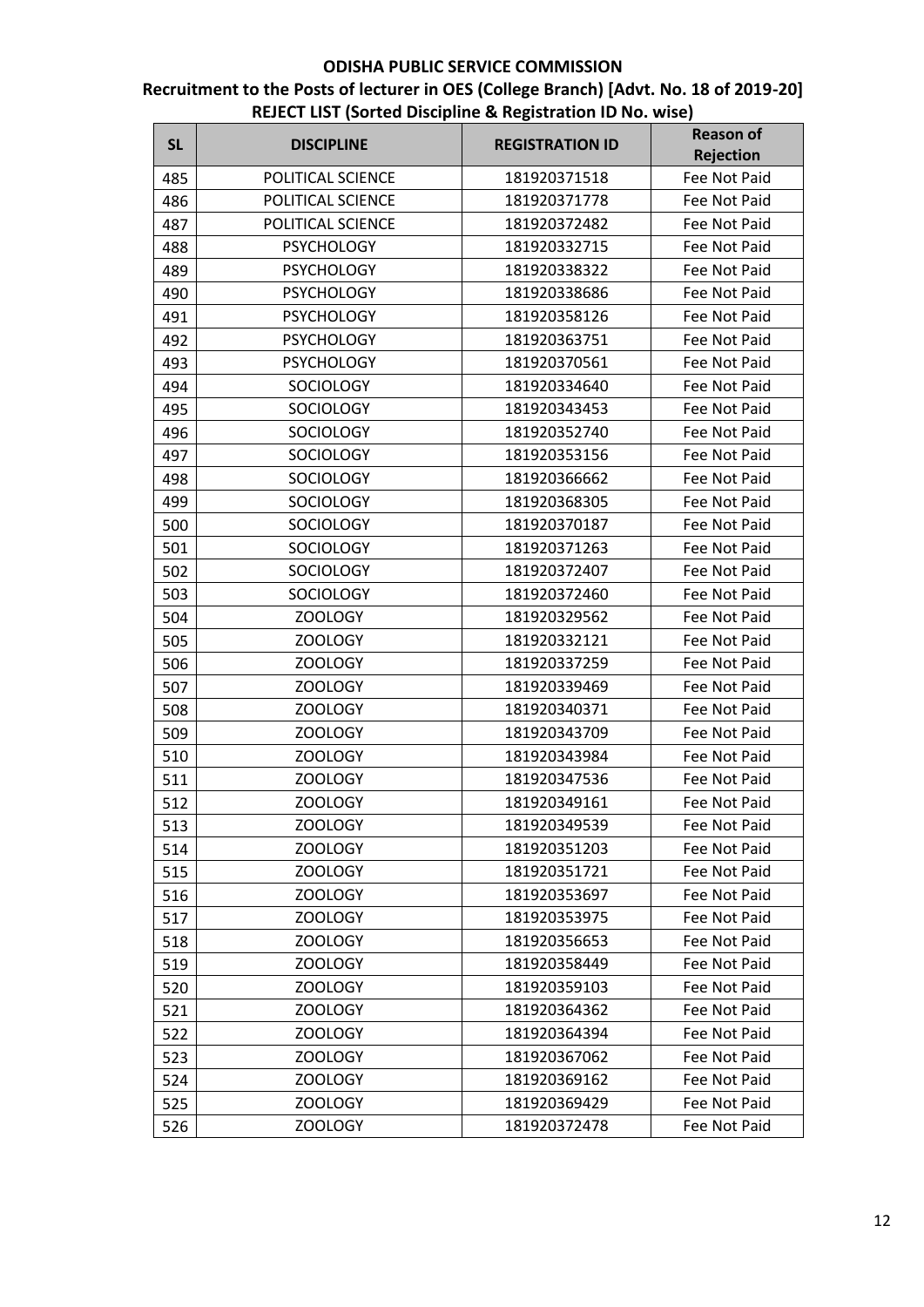**ODISHA PUBLIC SERVICE COMMISSION**

**Recruitment to the Posts of lecturer in OES (College Branch) [Advt. No. 18 of 2019-20]**

**REJECT LIST (Sorted Discipline & Registration ID No. wise)**

| SL | DISCIPLINE | REGISTRATION ID | Reason of Rejection |
|---|---|---|---|
| 485 | POLITICAL SCIENCE | 181920371518 | Fee Not Paid |
| 486 | POLITICAL SCIENCE | 181920371778 | Fee Not Paid |
| 487 | POLITICAL SCIENCE | 181920372482 | Fee Not Paid |
| 488 | PSYCHOLOGY | 181920332715 | Fee Not Paid |
| 489 | PSYCHOLOGY | 181920338322 | Fee Not Paid |
| 490 | PSYCHOLOGY | 181920338686 | Fee Not Paid |
| 491 | PSYCHOLOGY | 181920358126 | Fee Not Paid |
| 492 | PSYCHOLOGY | 181920363751 | Fee Not Paid |
| 493 | PSYCHOLOGY | 181920370561 | Fee Not Paid |
| 494 | SOCIOLOGY | 181920334640 | Fee Not Paid |
| 495 | SOCIOLOGY | 181920343453 | Fee Not Paid |
| 496 | SOCIOLOGY | 181920352740 | Fee Not Paid |
| 497 | SOCIOLOGY | 181920353156 | Fee Not Paid |
| 498 | SOCIOLOGY | 181920366662 | Fee Not Paid |
| 499 | SOCIOLOGY | 181920368305 | Fee Not Paid |
| 500 | SOCIOLOGY | 181920370187 | Fee Not Paid |
| 501 | SOCIOLOGY | 181920371263 | Fee Not Paid |
| 502 | SOCIOLOGY | 181920372407 | Fee Not Paid |
| 503 | SOCIOLOGY | 181920372460 | Fee Not Paid |
| 504 | ZOOLOGY | 181920329562 | Fee Not Paid |
| 505 | ZOOLOGY | 181920332121 | Fee Not Paid |
| 506 | ZOOLOGY | 181920337259 | Fee Not Paid |
| 507 | ZOOLOGY | 181920339469 | Fee Not Paid |
| 508 | ZOOLOGY | 181920340371 | Fee Not Paid |
| 509 | ZOOLOGY | 181920343709 | Fee Not Paid |
| 510 | ZOOLOGY | 181920343984 | Fee Not Paid |
| 511 | ZOOLOGY | 181920347536 | Fee Not Paid |
| 512 | ZOOLOGY | 181920349161 | Fee Not Paid |
| 513 | ZOOLOGY | 181920349539 | Fee Not Paid |
| 514 | ZOOLOGY | 181920351203 | Fee Not Paid |
| 515 | ZOOLOGY | 181920351721 | Fee Not Paid |
| 516 | ZOOLOGY | 181920353697 | Fee Not Paid |
| 517 | ZOOLOGY | 181920353975 | Fee Not Paid |
| 518 | ZOOLOGY | 181920356653 | Fee Not Paid |
| 519 | ZOOLOGY | 181920358449 | Fee Not Paid |
| 520 | ZOOLOGY | 181920359103 | Fee Not Paid |
| 521 | ZOOLOGY | 181920364362 | Fee Not Paid |
| 522 | ZOOLOGY | 181920364394 | Fee Not Paid |
| 523 | ZOOLOGY | 181920367062 | Fee Not Paid |
| 524 | ZOOLOGY | 181920369162 | Fee Not Paid |
| 525 | ZOOLOGY | 181920369429 | Fee Not Paid |
| 526 | ZOOLOGY | 181920372478 | Fee Not Paid |